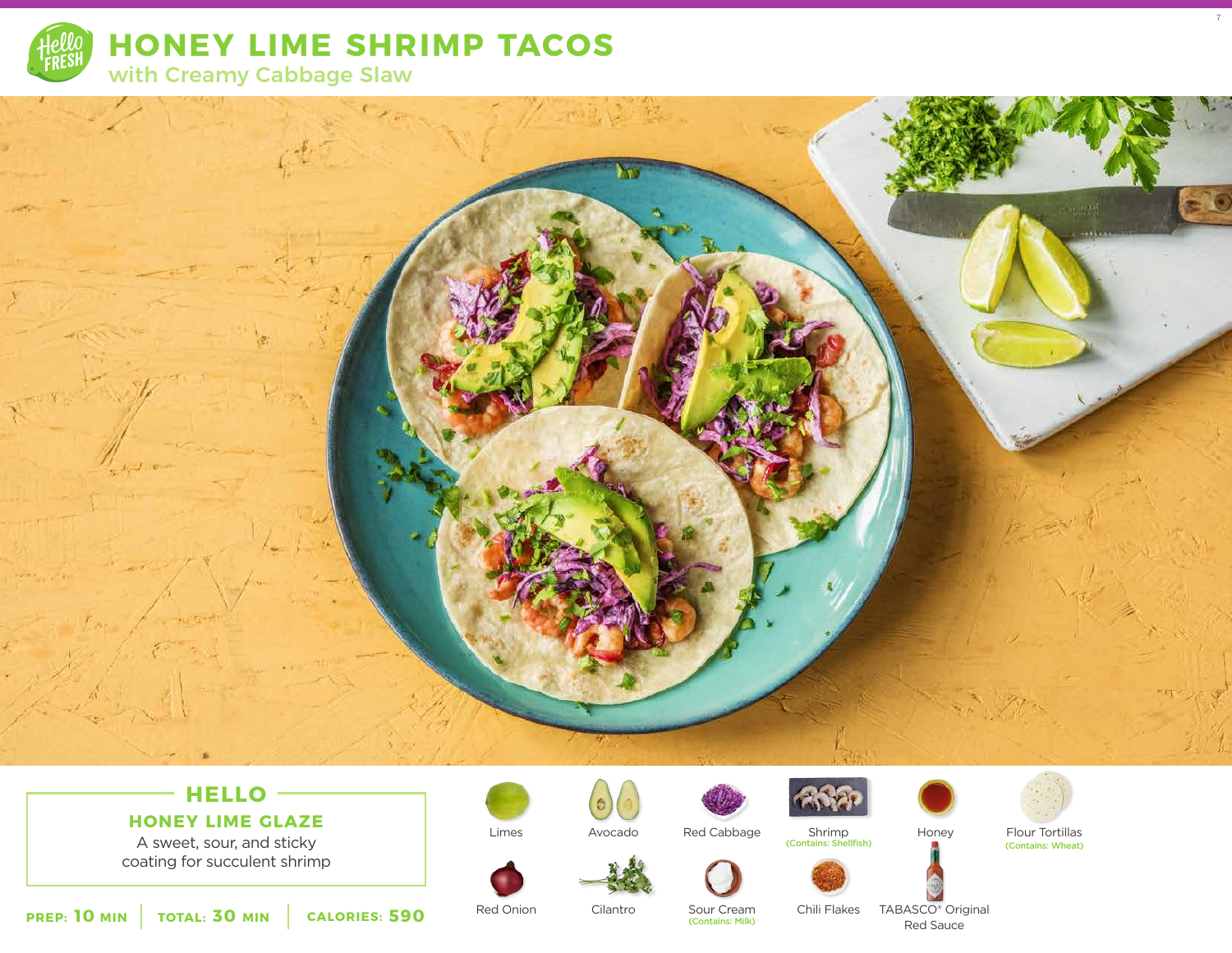# HONEY LIME SHRIMP TACOS

## with Creamy Cabbage Slaw

### HELLO

**HONEY LIME GLAZE**

A sweet, sour, and sticky coating for succulent shrimp

**PREP:** 10 MIN | **TOTAL:** 30 MIN | **CALORIES:** 590

- Limes
- Avocado
- Red Cabbage
- Shrimp (Contains: Shellfish)
- Honey
- Flour Tortillas (Contains: Wheat)
- Red Onion
- Cilantro
- Sour Cream (Contains: Milk)
- Chili Flakes
- TABASCO® Original Red Sauce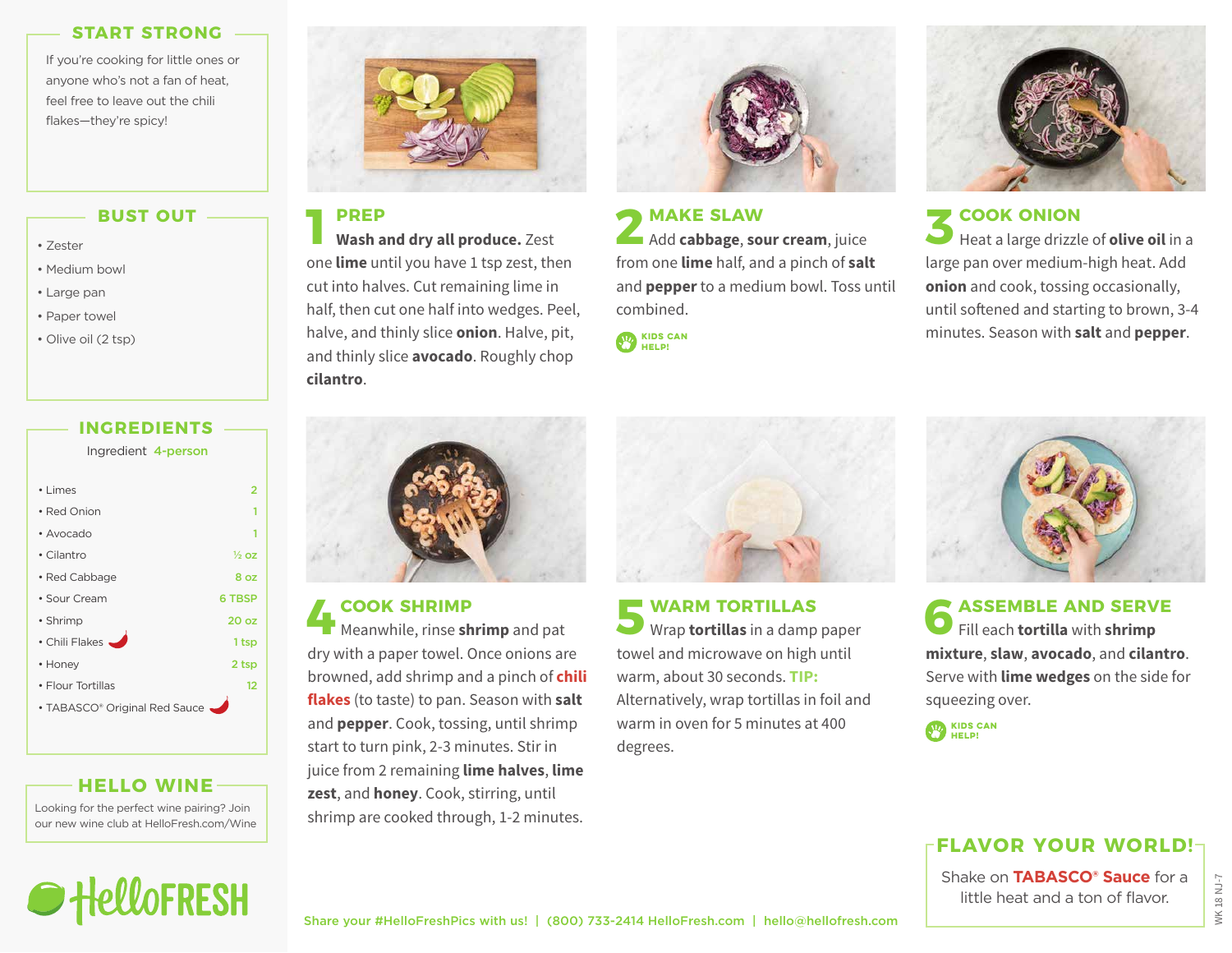## START STRONG

If you're cooking for little ones or anyone who's not a fan of heat, feel free to leave out the chili flakes—they're spicy!

## BUST OUT

- Zester
- Medium bowl
- Large pan
- Paper towel
- Olive oil (2 tsp)

## INGREDIENTS

| Ingredient | 4-person |
|---|---|
| Limes | 2 |
| Red Onion | 1 |
| Avocado | 1 |
| Cilantro | ½ oz |
| Red Cabbage | 8 oz |
| Sour Cream | 6 TBSP |
| Shrimp | 20 oz |
| Chili Flakes | 1 tsp |
| Honey | 2 tsp |
| Flour Tortillas | 12 |
| TABASCO® Original Red Sauce | |

## HELLO WINE

Looking for the perfect wine pairing? Join our new wine club at HelloFresh.com/Wine

HelloFRESH

## 1 PREP

**Wash and dry all produce.** Zest one **lime** until you have 1 tsp zest, then cut into halves. Cut remaining lime in half, then cut one half into wedges. Peel, halve, and thinly slice **onion**. Halve, pit, and thinly slice **avocado**. Roughly chop **cilantro**.

## 2 MAKE SLAW

Add **cabbage**, **sour cream**, juice from one **lime** half, and a pinch of **salt** and **pepper** to a medium bowl. Toss until combined.

KIDS CAN HELP!

## 3 COOK ONION

Heat a large drizzle of **olive oil** in a large pan over medium-high heat. Add **onion** and cook, tossing occasionally, until softened and starting to brown, 3-4 minutes. Season with **salt** and **pepper**.

## 4 COOK SHRIMP

Meanwhile, rinse **shrimp** and pat dry with a paper towel. Once onions are browned, add shrimp and a pinch of **chili flakes** (to taste) to pan. Season with **salt** and **pepper**. Cook, tossing, until shrimp start to turn pink, 2-3 minutes. Stir in juice from 2 remaining **lime halves**, **lime zest**, and **honey**. Cook, stirring, until shrimp are cooked through, 1-2 minutes.

## 5 WARM TORTILLAS

Wrap **tortillas** in a damp paper towel and microwave on high until warm, about 30 seconds. TIP: Alternatively, wrap tortillas in foil and warm in oven for 5 minutes at 400 degrees.

## 6 ASSEMBLE AND SERVE

Fill each **tortilla** with **shrimp mixture**, **slaw**, **avocado**, and **cilantro**. Serve with **lime wedges** on the side for squeezing over.

KIDS CAN HELP!

## FLAVOR YOUR WORLD!

Shake on **TABASCO® Sauce** for a little heat and a ton of flavor.

Share your #HelloFreshPics with us! | (800) 733-2414 HelloFresh.com | hello@hellofresh.com

WK 18 NJ-7